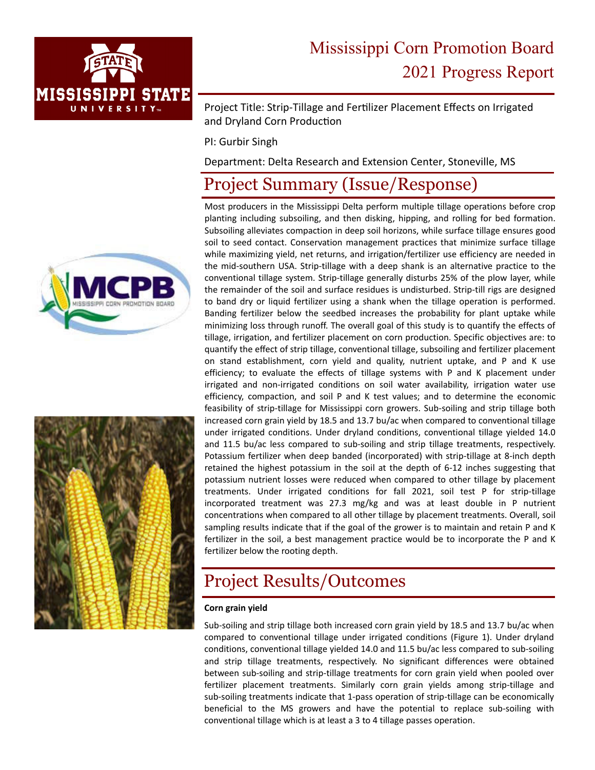# Mississippi Corn Promotion Board
# 2021 Progress Report

Project Title: Strip-Tillage and Fertilizer Placement Effects on Irrigated and Dryland Corn Production

PI: Gurbir Singh

Department: Delta Research and Extension Center, Stoneville, MS

## Project Summary (Issue/Response)

Most producers in the Mississippi Delta perform multiple tillage operations before crop planting including subsoiling, and then disking, hipping, and rolling for bed formation. Subsoiling alleviates compaction in deep soil horizons, while surface tillage ensures good soil to seed contact. Conservation management practices that minimize surface tillage while maximizing yield, net returns, and irrigation/fertilizer use efficiency are needed in the mid-southern USA. Strip-tillage with a deep shank is an alternative practice to the conventional tillage system. Strip-tillage generally disturbs 25% of the plow layer, while the remainder of the soil and surface residues is undisturbed. Strip-till rigs are designed to band dry or liquid fertilizer using a shank when the tillage operation is performed. Banding fertilizer below the seedbed increases the probability for plant uptake while minimizing loss through runoff. The overall goal of this study is to quantify the effects of tillage, irrigation, and fertilizer placement on corn production. Specific objectives are: to quantify the effect of strip tillage, conventional tillage, subsoiling and fertilizer placement on stand establishment, corn yield and quality, nutrient uptake, and P and K use efficiency; to evaluate the effects of tillage systems with P and K placement under irrigated and non-irrigated conditions on soil water availability, irrigation water use efficiency, compaction, and soil P and K test values; and to determine the economic feasibility of strip-tillage for Mississippi corn growers. Sub-soiling and strip tillage both increased corn grain yield by 18.5 and 13.7 bu/ac when compared to conventional tillage under irrigated conditions. Under dryland conditions, conventional tillage yielded 14.0 and 11.5 bu/ac less compared to sub-soiling and strip tillage treatments, respectively. Potassium fertilizer when deep banded (incorporated) with strip-tillage at 8-inch depth retained the highest potassium in the soil at the depth of 6-12 inches suggesting that potassium nutrient losses were reduced when compared to other tillage by placement treatments. Under irrigated conditions for fall 2021, soil test P for strip-tillage incorporated treatment was 27.3 mg/kg and was at least double in P nutrient concentrations when compared to all other tillage by placement treatments. Overall, soil sampling results indicate that if the goal of the grower is to maintain and retain P and K fertilizer in the soil, a best management practice would be to incorporate the P and K fertilizer below the rooting depth.

## Project Results/Outcomes

**Corn grain yield**

Sub-soiling and strip tillage both increased corn grain yield by 18.5 and 13.7 bu/ac when compared to conventional tillage under irrigated conditions (Figure 1). Under dryland conditions, conventional tillage yielded 14.0 and 11.5 bu/ac less compared to sub-soiling and strip tillage treatments, respectively. No significant differences were obtained between sub-soiling and strip-tillage treatments for corn grain yield when pooled over fertilizer placement treatments. Similarly corn grain yields among strip-tillage and sub-soiling treatments indicate that 1-pass operation of strip-tillage can be economically beneficial to the MS growers and have the potential to replace sub-soiling with conventional tillage which is at least a 3 to 4 tillage passes operation.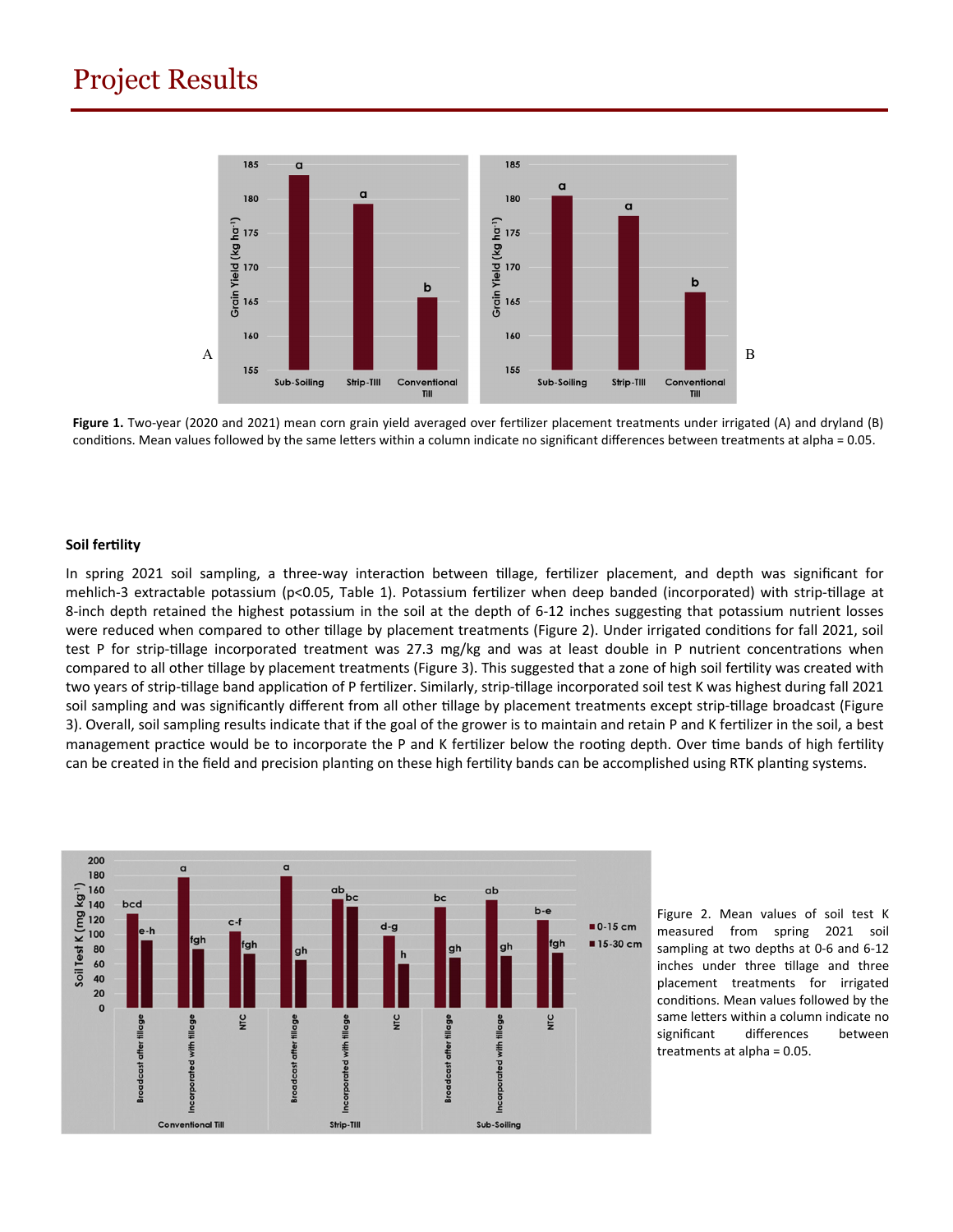# Project Results

Figure 1. Two-year (2020 and 2021) mean corn grain yield averaged over fertilizer placement treatments under irrigated (A) and dryland (B) conditions. Mean values followed by the same letters within a column indicate no significant differences between treatments at alpha = 0.05.

### Soil fertility

In spring 2021 soil sampling, a three-way interaction between tillage, fertilizer placement, and depth was significant for mehlich-3 extractable potassium ($p<0.05$, Table 1). Potassium fertilizer when deep banded (incorporated) with strip-tillage at 8-inch depth retained the highest potassium in the soil at the depth of 6-12 inches suggesting that potassium nutrient losses were reduced when compared to other tillage by placement treatments (Figure 2). Under irrigated conditions for fall 2021, soil test P for strip-tillage incorporated treatment was 27.3 mg/kg and was at least double in P nutrient concentrations when compared to all other tillage by placement treatments (Figure 3). This suggested that a zone of high soil fertility was created with two years of strip-tillage band application of P fertilizer. Similarly, strip-tillage incorporated soil test K was highest during fall 2021 soil sampling and was significantly different from all other tillage by placement treatments except strip-tillage broadcast (Figure 3). Overall, soil sampling results indicate that if the goal of the grower is to maintain and retain P and K fertilizer in the soil, a best management practice would be to incorporate the P and K fertilizer below the rooting depth. Over time bands of high fertility can be created in the field and precision planting on these high fertility bands can be accomplished using RTK planting systems.

Figure 2. Mean values of soil test K measured from spring 2021 soil sampling at two depths at 0-6 and 6-12 inches under three tillage and three placement treatments for irrigated conditions. Mean values followed by the same letters within a column indicate no significant differences between treatments at alpha = 0.05.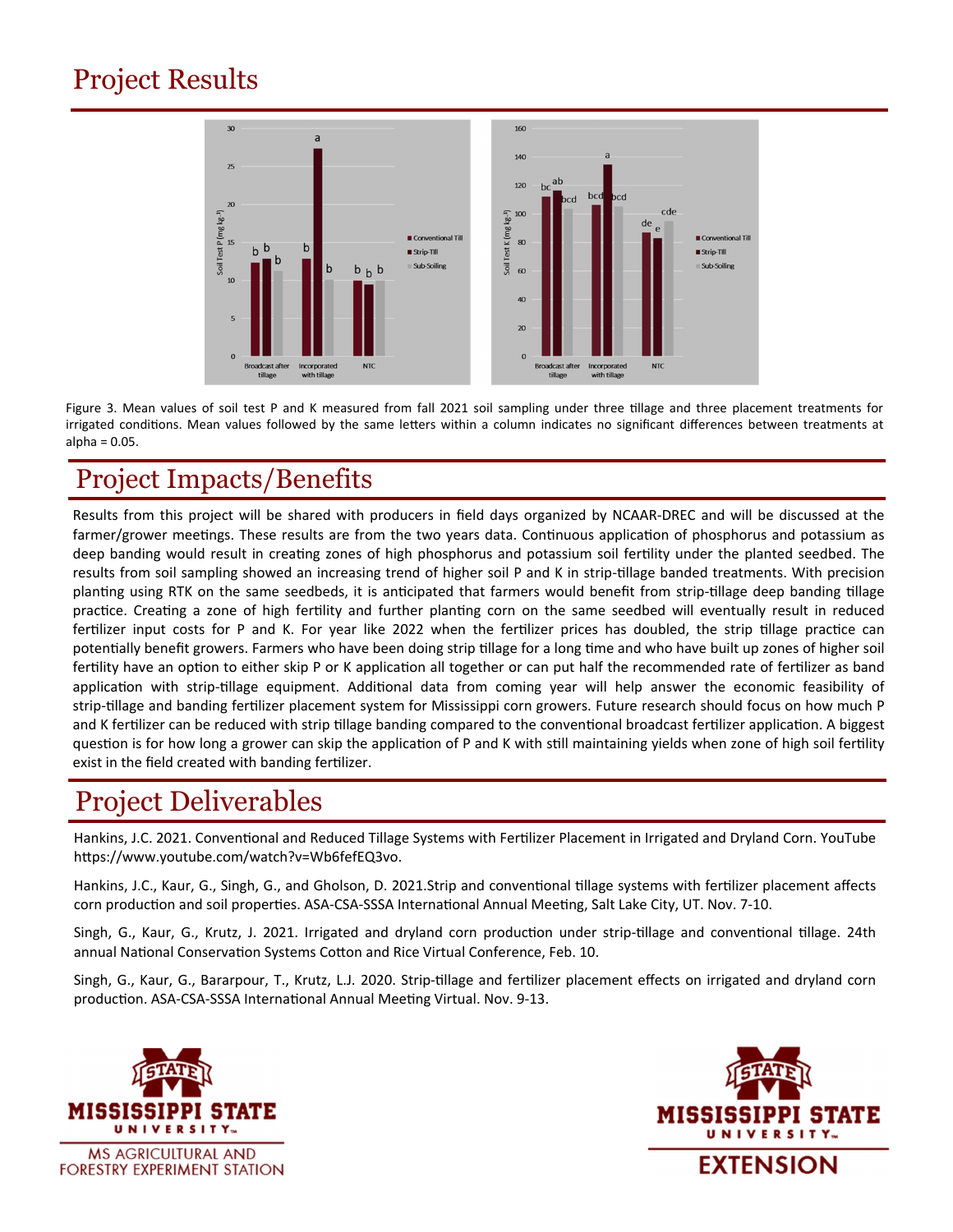# Project Results

30
25
20
15
10
5
0

Soil Test P (mg kg$^{-1}$)

a
b b b
b b
b b b

Broadcast after tillage
Incorporated with tillage
NTC

Conventional Till
Strip-Till
Sub-Soiling

160
140
120
100
80
60
40
20
0

Soil Test K (mg kg$^{-1}$)

bc ab bcd
bcd a bcd
de e cde

Broadcast after tillage
Incorporated with tillage
NTC

Conventional Till
Strip-Till
Sub-Soiling

Figure 3. Mean values of soil test P and K measured from fall 2021 soil sampling under three tillage and three placement treatments for irrigated conditions. Mean values followed by the same letters within a column indicates no significant differences between treatments at alpha = 0.05.

# Project Impacts/Benefits

Results from this project will be shared with producers in field days organized by NCAAR-DREC and will be discussed at the farmer/grower meetings. These results are from the two years data. Continuous application of phosphorus and potassium as deep banding would result in creating zones of high phosphorus and potassium soil fertility under the planted seedbed. The results from soil sampling showed an increasing trend of higher soil P and K in strip-tillage banded treatments. With precision planting using RTK on the same seedbeds, it is anticipated that farmers would benefit from strip-tillage deep banding tillage practice. Creating a zone of high fertility and further planting corn on the same seedbed will eventually result in reduced fertilizer input costs for P and K. For year like 2022 when the fertilizer prices has doubled, the strip tillage practice can potentially benefit growers. Farmers who have been doing strip tillage for a long time and who have built up zones of higher soil fertility have an option to either skip P or K application all together or can put half the recommended rate of fertilizer as band application with strip-tillage equipment. Additional data from coming year will help answer the economic feasibility of strip-tillage and banding fertilizer placement system for Mississippi corn growers. Future research should focus on how much P and K fertilizer can be reduced with strip tillage banding compared to the conventional broadcast fertilizer application. A biggest question is for how long a grower can skip the application of P and K with still maintaining yields when zone of high soil fertility exist in the field created with banding fertilizer.

# Project Deliverables

Hankins, J.C. 2021. Conventional and Reduced Tillage Systems with Fertilizer Placement in Irrigated and Dryland Corn. YouTube https://www.youtube.com/watch?v=Wb6fefEQ3vo.

Hankins, J.C., Kaur, G., Singh, G., and Gholson, D. 2021.Strip and conventional tillage systems with fertilizer placement affects corn production and soil properties. ASA-CSA-SSSA International Annual Meeting, Salt Lake City, UT. Nov. 7-10.

Singh, G., Kaur, G., Krutz, J. 2021. Irrigated and dryland corn production under strip-tillage and conventional tillage. 24th annual National Conservation Systems Cotton and Rice Virtual Conference, Feb. 10.

Singh, G., Kaur, G., Bararpour, T., Krutz, L.J. 2020. Strip-tillage and fertilizer placement effects on irrigated and dryland corn production. ASA-CSA-SSSA International Annual Meeting Virtual. Nov. 9-13.

MISSISSIPPI STATE UNIVERSITY
MS AGRICULTURAL AND FORESTRY EXPERIMENT STATION

MISSISSIPPI STATE UNIVERSITY
EXTENSION